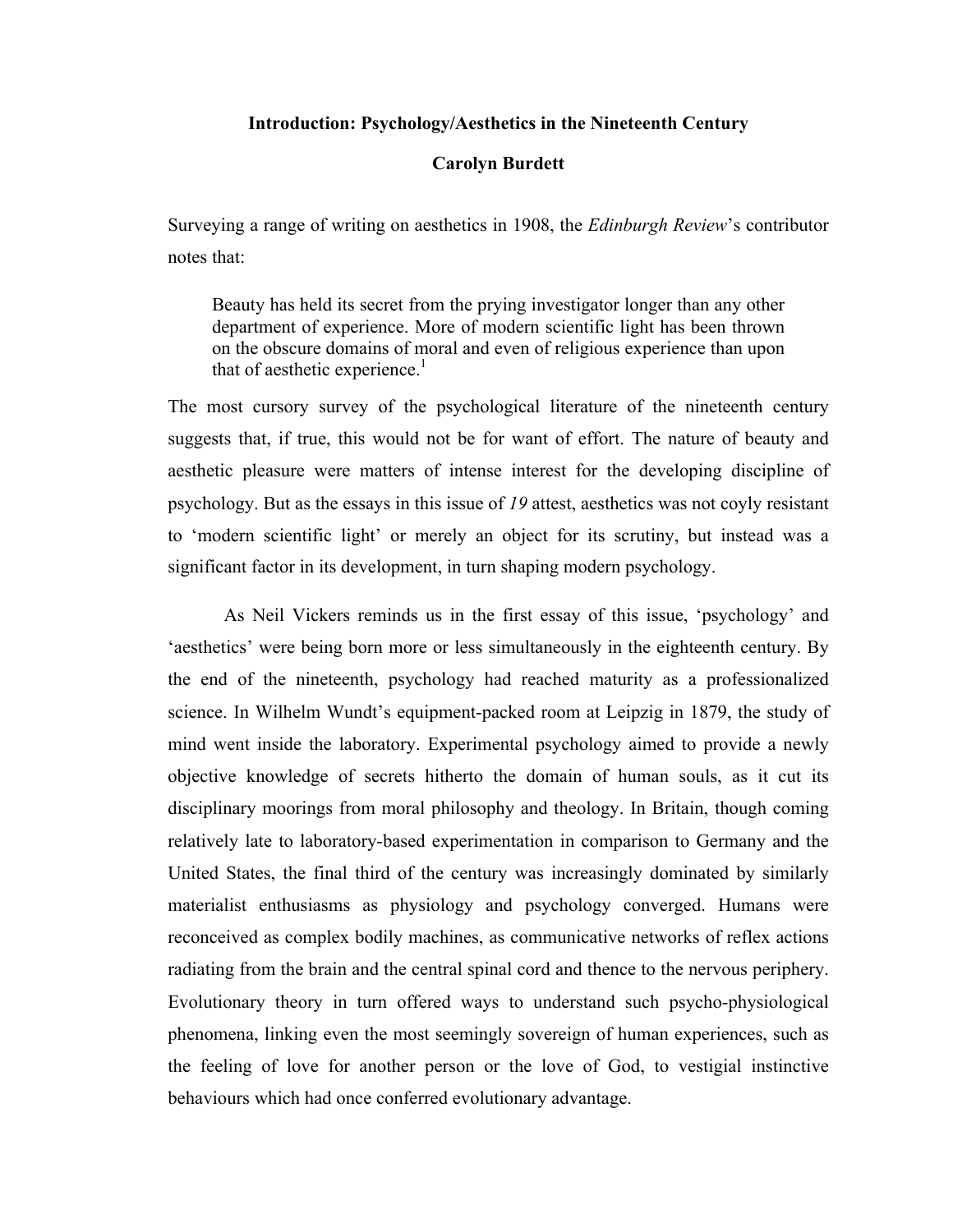# Introduction: Psychology/Aesthetics in the Nineteenth Century

**Carolyn Burdett**

Surveying a range of writing on aesthetics in 1908, the *Edinburgh Review*'s contributor notes that:

> Beauty has held its secret from the prying investigator longer than any other department of experience. More of modern scientific light has been thrown on the obscure domains of moral and even of religious experience than upon that of aesthetic experience.[1]

The most cursory survey of the psychological literature of the nineteenth century suggests that, if true, this would not be for want of effort. The nature of beauty and aesthetic pleasure were matters of intense interest for the developing discipline of psychology. But as the essays in this issue of *19* attest, aesthetics was not coyly resistant to 'modern scientific light' or merely an object for its scrutiny, but instead was a significant factor in its development, in turn shaping modern psychology.

As Neil Vickers reminds us in the first essay of this issue, 'psychology' and 'aesthetics' were being born more or less simultaneously in the eighteenth century. By the end of the nineteenth, psychology had reached maturity as a professionalized science. In Wilhelm Wundt's equipment-packed room at Leipzig in 1879, the study of mind went inside the laboratory. Experimental psychology aimed to provide a newly objective knowledge of secrets hitherto the domain of human souls, as it cut its disciplinary moorings from moral philosophy and theology. In Britain, though coming relatively late to laboratory-based experimentation in comparison to Germany and the United States, the final third of the century was increasingly dominated by similarly materialist enthusiasms as physiology and psychology converged. Humans were reconceived as complex bodily machines, as communicative networks of reflex actions radiating from the brain and the central spinal cord and thence to the nervous periphery. Evolutionary theory in turn offered ways to understand such psycho-physiological phenomena, linking even the most seemingly sovereign of human experiences, such as the feeling of love for another person or the love of God, to vestigial instinctive behaviours which had once conferred evolutionary advantage.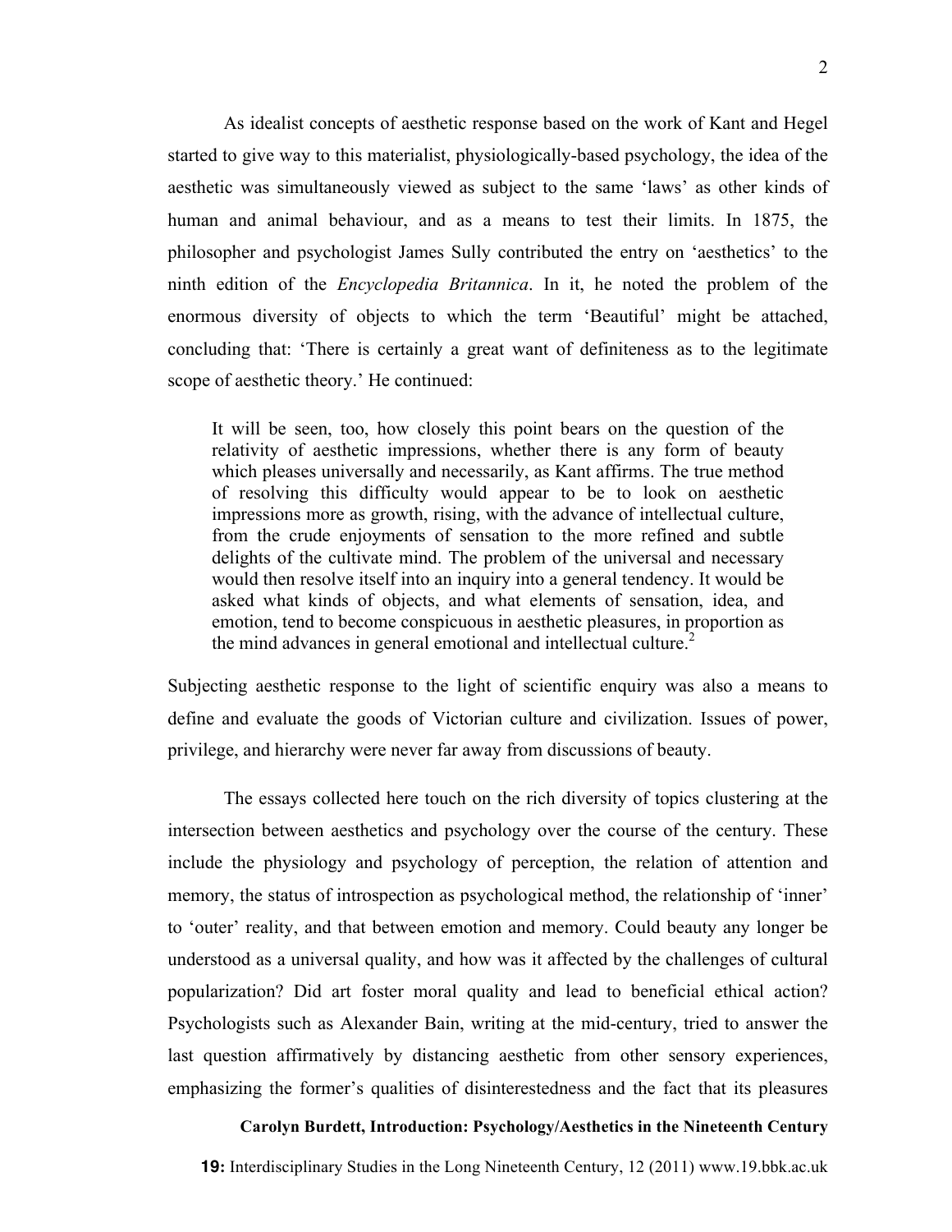As idealist concepts of aesthetic response based on the work of Kant and Hegel started to give way to this materialist, physiologically-based psychology, the idea of the aesthetic was simultaneously viewed as subject to the same 'laws' as other kinds of human and animal behaviour, and as a means to test their limits. In 1875, the philosopher and psychologist James Sully contributed the entry on 'aesthetics' to the ninth edition of the *Encyclopedia Britannica*. In it, he noted the problem of the enormous diversity of objects to which the term 'Beautiful' might be attached, concluding that: 'There is certainly a great want of definiteness as to the legitimate scope of aesthetic theory.' He continued:

> It will be seen, too, how closely this point bears on the question of the relativity of aesthetic impressions, whether there is any form of beauty which pleases universally and necessarily, as Kant affirms. The true method of resolving this difficulty would appear to be to look on aesthetic impressions more as growth, rising, with the advance of intellectual culture, from the crude enjoyments of sensation to the more refined and subtle delights of the cultivate mind. The problem of the universal and necessary would then resolve itself into an inquiry into a general tendency. It would be asked what kinds of objects, and what elements of sensation, idea, and emotion, tend to become conspicuous in aesthetic pleasures, in proportion as the mind advances in general emotional and intellectual culture.[2]

Subjecting aesthetic response to the light of scientific enquiry was also a means to define and evaluate the goods of Victorian culture and civilization. Issues of power, privilege, and hierarchy were never far away from discussions of beauty.

The essays collected here touch on the rich diversity of topics clustering at the intersection between aesthetics and psychology over the course of the century. These include the physiology and psychology of perception, the relation of attention and memory, the status of introspection as psychological method, the relationship of 'inner' to 'outer' reality, and that between emotion and memory. Could beauty any longer be understood as a universal quality, and how was it affected by the challenges of cultural popularization? Did art foster moral quality and lead to beneficial ethical action? Psychologists such as Alexander Bain, writing at the mid-century, tried to answer the last question affirmatively by distancing aesthetic from other sensory experiences, emphasizing the former's qualities of disinterestedness and the fact that its pleasures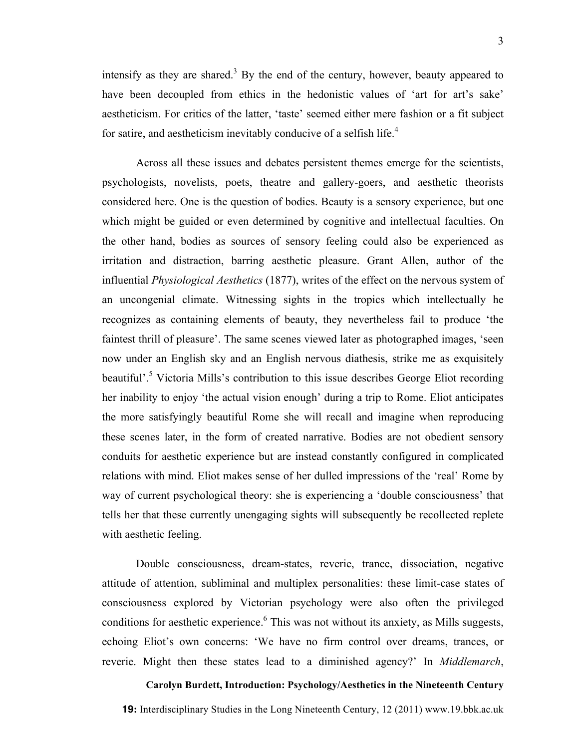intensify as they are shared.[3] By the end of the century, however, beauty appeared to have been decoupled from ethics in the hedonistic values of 'art for art's sake' aestheticism. For critics of the latter, 'taste' seemed either mere fashion or a fit subject for satire, and aestheticism inevitably conducive of a selfish life.[4]

Across all these issues and debates persistent themes emerge for the scientists, psychologists, novelists, poets, theatre and gallery-goers, and aesthetic theorists considered here. One is the question of bodies. Beauty is a sensory experience, but one which might be guided or even determined by cognitive and intellectual faculties. On the other hand, bodies as sources of sensory feeling could also be experienced as irritation and distraction, barring aesthetic pleasure. Grant Allen, author of the influential *Physiological Aesthetics* (1877), writes of the effect on the nervous system of an uncongenial climate. Witnessing sights in the tropics which intellectually he recognizes as containing elements of beauty, they nevertheless fail to produce 'the faintest thrill of pleasure'. The same scenes viewed later as photographed images, 'seen now under an English sky and an English nervous diathesis, strike me as exquisitely beautiful'.[5] Victoria Mills's contribution to this issue describes George Eliot recording her inability to enjoy 'the actual vision enough' during a trip to Rome. Eliot anticipates the more satisfyingly beautiful Rome she will recall and imagine when reproducing these scenes later, in the form of created narrative. Bodies are not obedient sensory conduits for aesthetic experience but are instead constantly configured in complicated relations with mind. Eliot makes sense of her dulled impressions of the 'real' Rome by way of current psychological theory: she is experiencing a 'double consciousness' that tells her that these currently unengaging sights will subsequently be recollected replete with aesthetic feeling.

Double consciousness, dream-states, reverie, trance, dissociation, negative attitude of attention, subliminal and multiplex personalities: these limit-case states of consciousness explored by Victorian psychology were also often the privileged conditions for aesthetic experience.[6] This was not without its anxiety, as Mills suggests, echoing Eliot's own concerns: 'We have no firm control over dreams, trances, or reverie. Might then these states lead to a diminished agency?' In *Middlemarch*,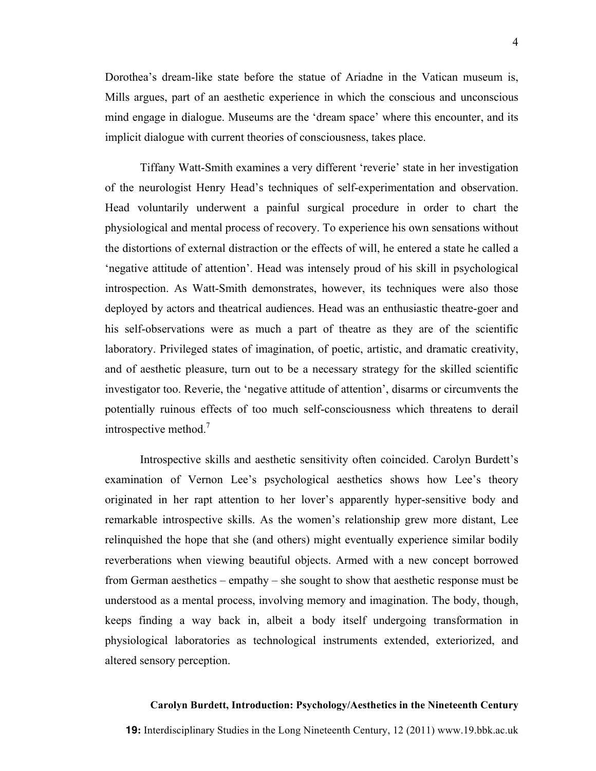Dorothea's dream-like state before the statue of Ariadne in the Vatican museum is, Mills argues, part of an aesthetic experience in which the conscious and unconscious mind engage in dialogue. Museums are the 'dream space' where this encounter, and its implicit dialogue with current theories of consciousness, takes place.

Tiffany Watt-Smith examines a very different 'reverie' state in her investigation of the neurologist Henry Head's techniques of self-experimentation and observation. Head voluntarily underwent a painful surgical procedure in order to chart the physiological and mental process of recovery. To experience his own sensations without the distortions of external distraction or the effects of will, he entered a state he called a 'negative attitude of attention'. Head was intensely proud of his skill in psychological introspection. As Watt-Smith demonstrates, however, its techniques were also those deployed by actors and theatrical audiences. Head was an enthusiastic theatre-goer and his self-observations were as much a part of theatre as they are of the scientific laboratory. Privileged states of imagination, of poetic, artistic, and dramatic creativity, and of aesthetic pleasure, turn out to be a necessary strategy for the skilled scientific investigator too. Reverie, the 'negative attitude of attention', disarms or circumvents the potentially ruinous effects of too much self-consciousness which threatens to derail introspective method.[7]

Introspective skills and aesthetic sensitivity often coincided. Carolyn Burdett's examination of Vernon Lee's psychological aesthetics shows how Lee's theory originated in her rapt attention to her lover's apparently hyper-sensitive body and remarkable introspective skills. As the women's relationship grew more distant, Lee relinquished the hope that she (and others) might eventually experience similar bodily reverberations when viewing beautiful objects. Armed with a new concept borrowed from German aesthetics – empathy – she sought to show that aesthetic response must be understood as a mental process, involving memory and imagination. The body, though, keeps finding a way back in, albeit a body itself undergoing transformation in physiological laboratories as technological instruments extended, exteriorized, and altered sensory perception.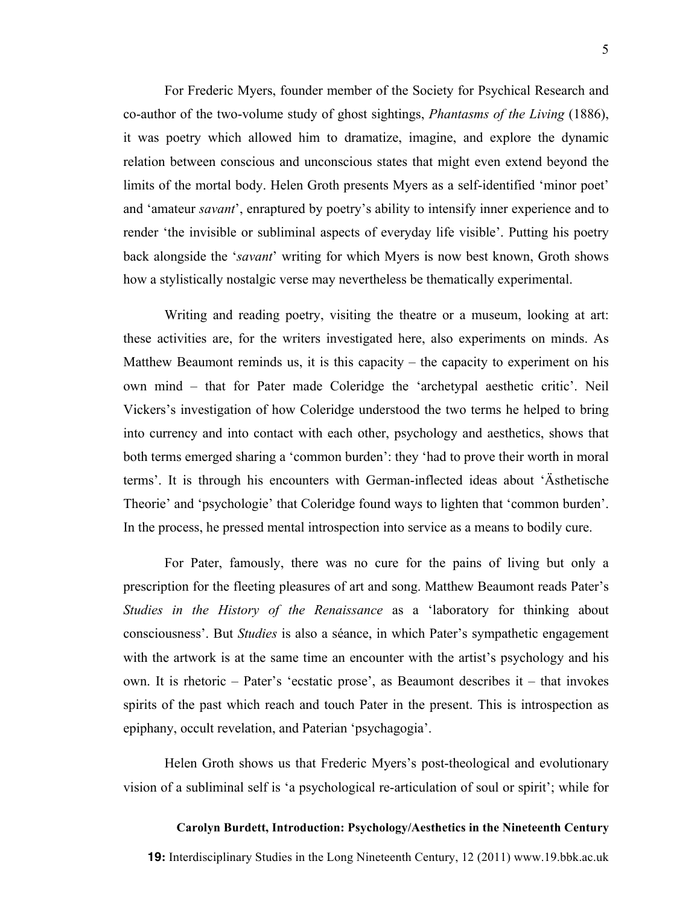For Frederic Myers, founder member of the Society for Psychical Research and co-author of the two-volume study of ghost sightings, *Phantasms of the Living* (1886), it was poetry which allowed him to dramatize, imagine, and explore the dynamic relation between conscious and unconscious states that might even extend beyond the limits of the mortal body. Helen Groth presents Myers as a self-identified 'minor poet' and 'amateur *savant*', enraptured by poetry's ability to intensify inner experience and to render 'the invisible or subliminal aspects of everyday life visible'. Putting his poetry back alongside the '*savant*' writing for which Myers is now best known, Groth shows how a stylistically nostalgic verse may nevertheless be thematically experimental.

Writing and reading poetry, visiting the theatre or a museum, looking at art: these activities are, for the writers investigated here, also experiments on minds. As Matthew Beaumont reminds us, it is this capacity – the capacity to experiment on his own mind – that for Pater made Coleridge the 'archetypal aesthetic critic'. Neil Vickers's investigation of how Coleridge understood the two terms he helped to bring into currency and into contact with each other, psychology and aesthetics, shows that both terms emerged sharing a 'common burden': they 'had to prove their worth in moral terms'. It is through his encounters with German-inflected ideas about 'Ästhetische Theorie' and 'psychologie' that Coleridge found ways to lighten that 'common burden'. In the process, he pressed mental introspection into service as a means to bodily cure.

For Pater, famously, there was no cure for the pains of living but only a prescription for the fleeting pleasures of art and song. Matthew Beaumont reads Pater's *Studies in the History of the Renaissance* as a 'laboratory for thinking about consciousness'. But *Studies* is also a séance, in which Pater's sympathetic engagement with the artwork is at the same time an encounter with the artist's psychology and his own. It is rhetoric – Pater's 'ecstatic prose', as Beaumont describes it – that invokes spirits of the past which reach and touch Pater in the present. This is introspection as epiphany, occult revelation, and Paterian 'psychagogia'.

Helen Groth shows us that Frederic Myers's post-theological and evolutionary vision of a subliminal self is 'a psychological re-articulation of soul or spirit'; while for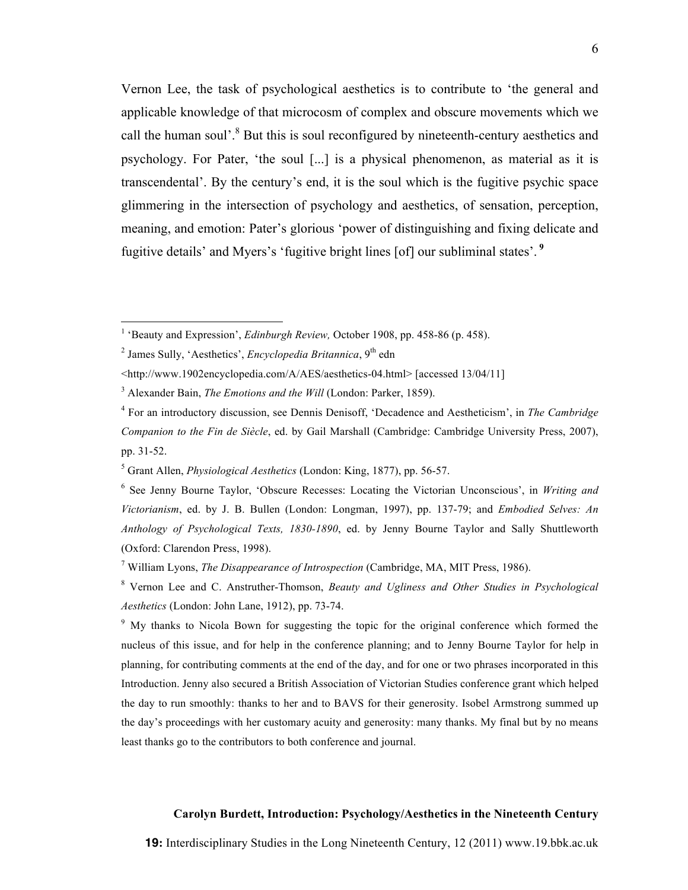Vernon Lee, the task of psychological aesthetics is to contribute to 'the general and applicable knowledge of that microcosm of complex and obscure movements which we call the human soul'.[8] But this is soul reconfigured by nineteenth-century aesthetics and psychology. For Pater, 'the soul [...] is a physical phenomenon, as material as it is transcendental'. By the century's end, it is the soul which is the fugitive psychic space glimmering in the intersection of psychology and aesthetics, of sensation, perception, meaning, and emotion: Pater's glorious 'power of distinguishing and fixing delicate and fugitive details' and Myers's 'fugitive bright lines [of] our subliminal states'.[9]

---

[1] 'Beauty and Expression', *Edinburgh Review,* October 1908, pp. 458-86 (p. 458).

[2] James Sully, 'Aesthetics', *Encyclopedia Britannica*, 9th edn <http://www.1902encyclopedia.com/A/AES/aesthetics-04.html> [accessed 13/04/11]

[3] Alexander Bain, *The Emotions and the Will* (London: Parker, 1859).

[4] For an introductory discussion, see Dennis Denisoff, 'Decadence and Aestheticism', in *The Cambridge Companion to the Fin de Siècle*, ed. by Gail Marshall (Cambridge: Cambridge University Press, 2007), pp. 31-52.

[5] Grant Allen, *Physiological Aesthetics* (London: King, 1877), pp. 56-57.

[6] See Jenny Bourne Taylor, 'Obscure Recesses: Locating the Victorian Unconscious', in *Writing and Victorianism*, ed. by J. B. Bullen (London: Longman, 1997), pp. 137-79; and *Embodied Selves: An Anthology of Psychological Texts, 1830-1890*, ed. by Jenny Bourne Taylor and Sally Shuttleworth (Oxford: Clarendon Press, 1998).

[7] William Lyons, *The Disappearance of Introspection* (Cambridge, MA, MIT Press, 1986).

[8] Vernon Lee and C. Anstruther-Thomson, *Beauty and Ugliness and Other Studies in Psychological Aesthetics* (London: John Lane, 1912), pp. 73-74.

[9] My thanks to Nicola Bown for suggesting the topic for the original conference which formed the nucleus of this issue, and for help in the conference planning; and to Jenny Bourne Taylor for help in planning, for contributing comments at the end of the day, and for one or two phrases incorporated in this Introduction. Jenny also secured a British Association of Victorian Studies conference grant which helped the day to run smoothly: thanks to her and to BAVS for their generosity. Isobel Armstrong summed up the day's proceedings with her customary acuity and generosity: many thanks. My final but by no means least thanks go to the contributors to both conference and journal.